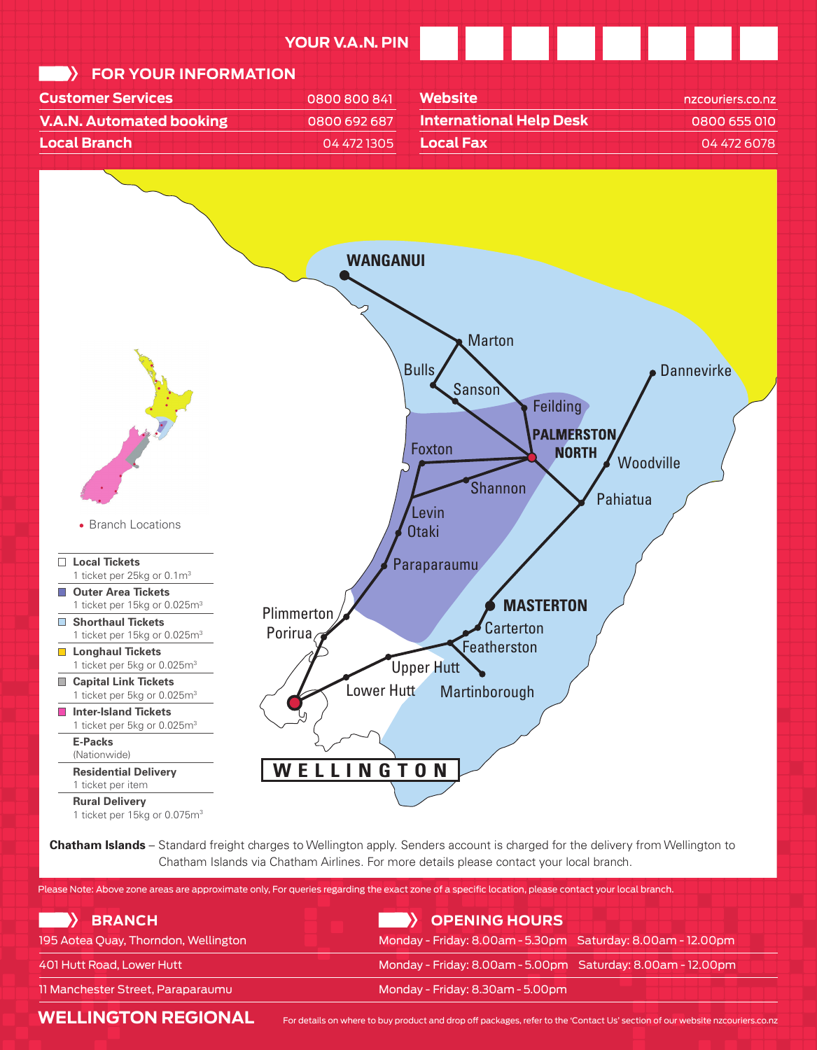YOUR V.A.N. PIN

## FOR YOUR INFORMATION

| | | | |
|---|---|---|---|
| **Customer Services** | 0800 800 841 | **Website** | nzcouriers.co.nz |
| **V.A.N. Automated booking** | 0800 692 687 | **International Help Desk** | 0800 655 010 |
| **Local Branch** | 04 472 1305 | **Local Fax** | 04 472 6078 |

WANGANUI
Marton
Bulls
Sanson
Feilding
PALMERSTON NORTH
Dannevirke
Woodville
Pahiatua
Foxton
Shannon
Levin
Otaki
Paraparaumu
Plimmerton
Porirua
MASTERTON
Carterton
Featherston
Upper Hutt
Lower Hutt
Martinborough
WELLINGTON

• Branch Locations

- **Local Tickets** – 1 ticket per 25kg or 0.1m$^3$
- **Outer Area Tickets** – 1 ticket per 15kg or 0.025m$^3$
- **Shorthaul Tickets** – 1 ticket per 15kg or 0.025m$^3$
- **Longhaul Tickets** – 1 ticket per 5kg or 0.025m$^3$
- **Capital Link Tickets** – 1 ticket per 5kg or 0.025m$^3$
- **Inter-Island Tickets** – 1 ticket per 5kg or 0.025m$^3$
- **E-Packs** – (Nationwide)
- **Residential Delivery** – 1 ticket per item
- **Rural Delivery** – 1 ticket per 15kg or 0.075m$^3$

**Chatham Islands** – Standard freight charges to Wellington apply. Senders account is charged for the delivery from Wellington to Chatham Islands via Chatham Airlines. For more details please contact your local branch.

Please Note: Above zone areas are approximate only, For queries regarding the exact zone of a specific location, please contact your local branch.

| BRANCH | OPENING HOURS |
|---|---|
| 195 Aotea Quay, Thorndon, Wellington | Monday - Friday: 8.00am - 5.30pm Saturday: 8.00am - 12.00pm |
| 401 Hutt Road, Lower Hutt | Monday - Friday: 8.00am - 5.00pm Saturday: 8.00am - 12.00pm |
| 11 Manchester Street, Paraparaumu | Monday - Friday: 8.30am - 5.00pm |

## WELLINGTON REGIONAL

For details on where to buy product and drop off packages, refer to the 'Contact Us' section of our website nzcouriers.co.nz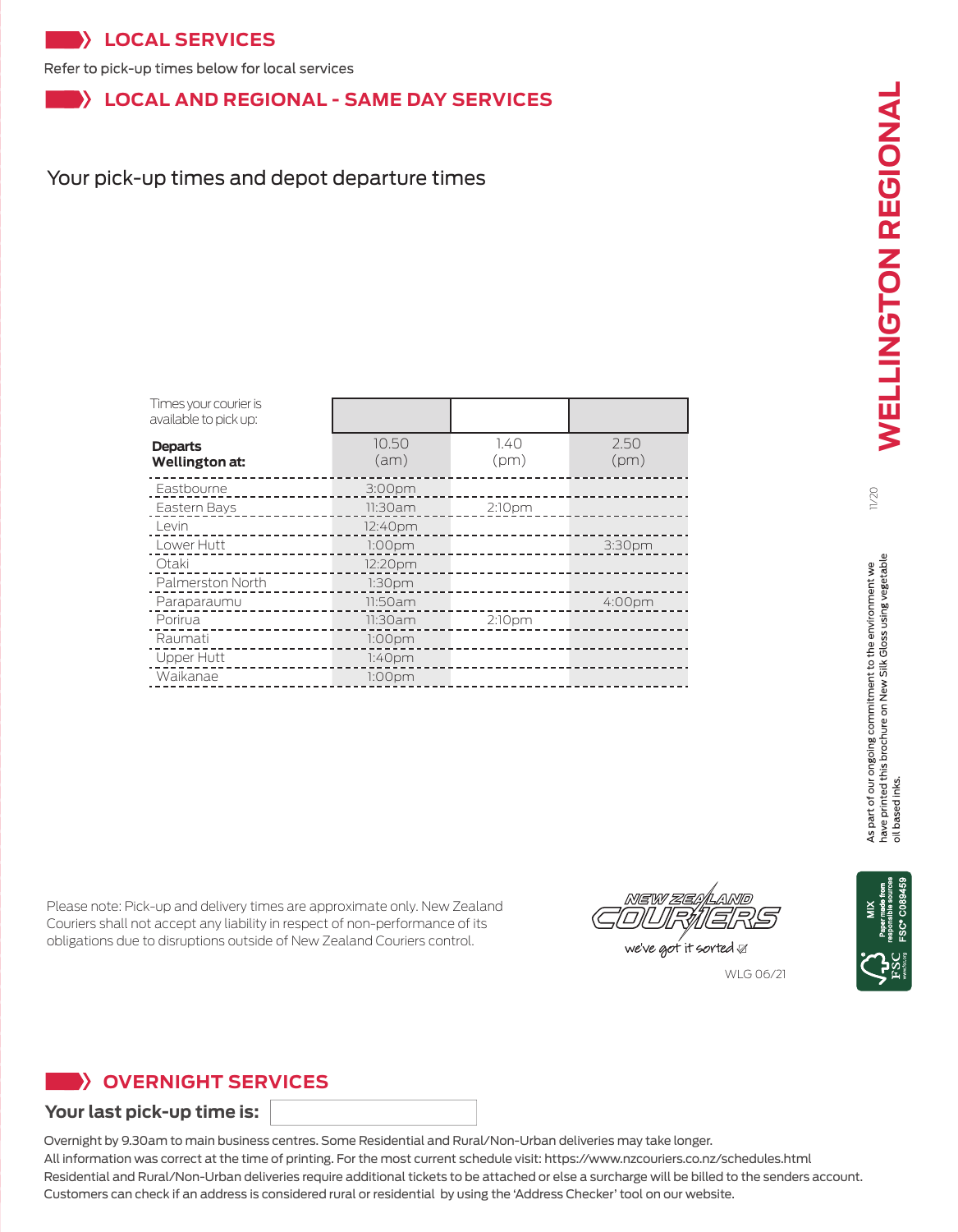## LOCAL SERVICES

Refer to pick-up times below for local services

## LOCAL AND REGIONAL - SAME DAY SERVICES

Your pick-up times and depot departure times

| Times your courier is available to pick up: | | | |
|---|---|---|---|
| **Departs Wellington at:** | 10.50 (am) | 1.40 (pm) | 2.50 (pm) |
| Eastbourne | 3:00pm | | |
| Eastern Bays | 11:30am | 2:10pm | |
| Levin | 12:40pm | | |
| Lower Hutt | 1:00pm | | 3:30pm |
| Otaki | 12:20pm | | |
| Palmerston North | 1:30pm | | |
| Paraparaumu | 11:50am | | 4:00pm |
| Porirua | 11:30am | 2:10pm | |
| Raumati | 1:00pm | | |
| Upper Hutt | 1:40pm | | |
| Waikanae | 1:00pm | | |

Please note: Pick-up and delivery times are approximate only. New Zealand Couriers shall not accept any liability in respect of non-performance of its obligations due to disruptions outside of New Zealand Couriers control.

NEW ZEALAND COURIERS
we've got it sorted

WLG 06/21

WELLINGTON REGIONAL

11/20

As part of our ongoing commitment to the environment we have printed this brochure on New Silk Gloss using vegetable oil based inks.

MIX Paper made from responsible sources FSC® C089459

## OVERNIGHT SERVICES

**Your last pick-up time is:**

Overnight by 9.30am to main business centres. Some Residential and Rural/Non-Urban deliveries may take longer.
All information was correct at the time of printing. For the most current schedule visit: https://www.nzcouriers.co.nz/schedules.html
Residential and Rural/Non-Urban deliveries require additional tickets to be attached or else a surcharge will be billed to the senders account.
Customers can check if an address is considered rural or residential by using the 'Address Checker' tool on our website.